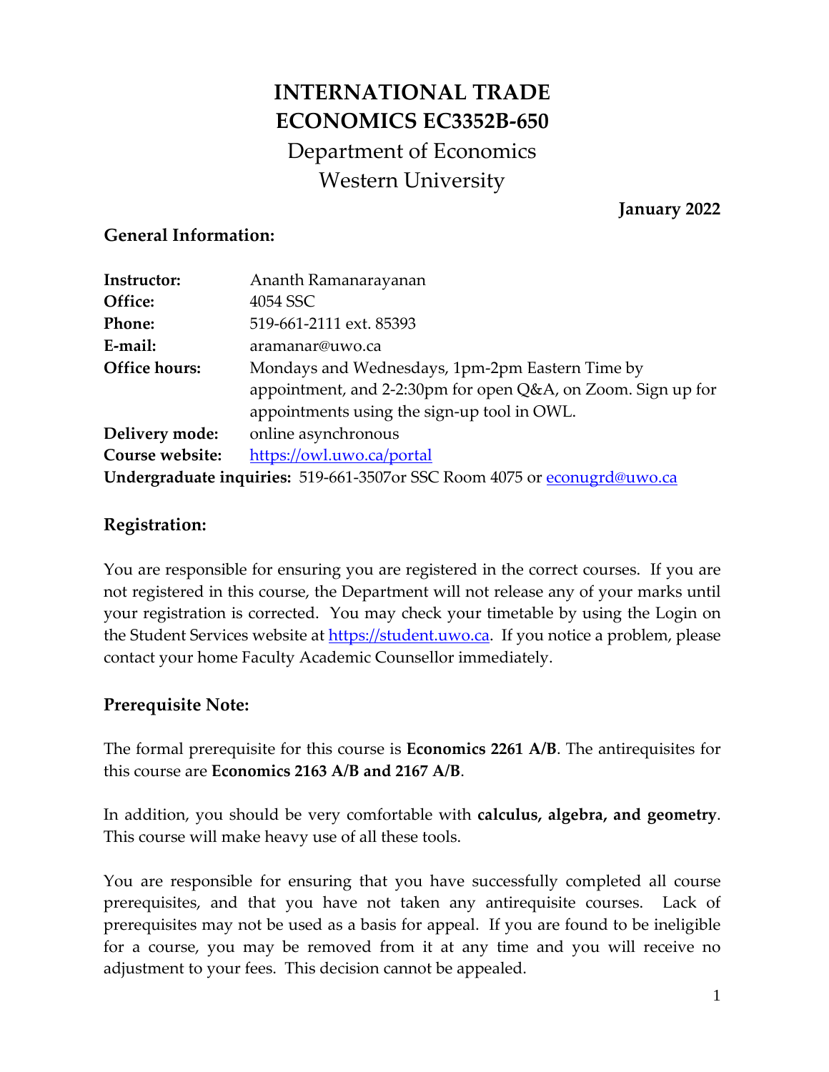# INTERNATIONAL TRADE
# ECONOMICS EC3352B-650

Department of Economics
Western University

**January 2022**

## General Information:

| | |
|---|---|
| **Instructor:** | Ananth Ramanarayanan |
| **Office:** | 4054 SSC |
| **Phone:** | 519-661-2111 ext. 85393 |
| **E-mail:** | aramanar@uwo.ca |
| **Office hours:** | Mondays and Wednesdays, 1pm-2pm Eastern Time by appointment, and 2-2:30pm for open Q&A, on Zoom. Sign up for appointments using the sign-up tool in OWL. |
| **Delivery mode:** | online asynchronous |
| **Course website:** | https://owl.uwo.ca/portal |

**Undergraduate inquiries:** 519-661-3507or SSC Room 4075 or econugrd@uwo.ca

## Registration:

You are responsible for ensuring you are registered in the correct courses. If you are not registered in this course, the Department will not release any of your marks until your registration is corrected. You may check your timetable by using the Login on the Student Services website at https://student.uwo.ca. If you notice a problem, please contact your home Faculty Academic Counsellor immediately.

## Prerequisite Note:

The formal prerequisite for this course is **Economics 2261 A/B**. The antirequisites for this course are **Economics 2163 A/B and 2167 A/B**.

In addition, you should be very comfortable with **calculus, algebra, and geometry**. This course will make heavy use of all these tools.

You are responsible for ensuring that you have successfully completed all course prerequisites, and that you have not taken any antirequisite courses. Lack of prerequisites may not be used as a basis for appeal. If you are found to be ineligible for a course, you may be removed from it at any time and you will receive no adjustment to your fees. This decision cannot be appealed.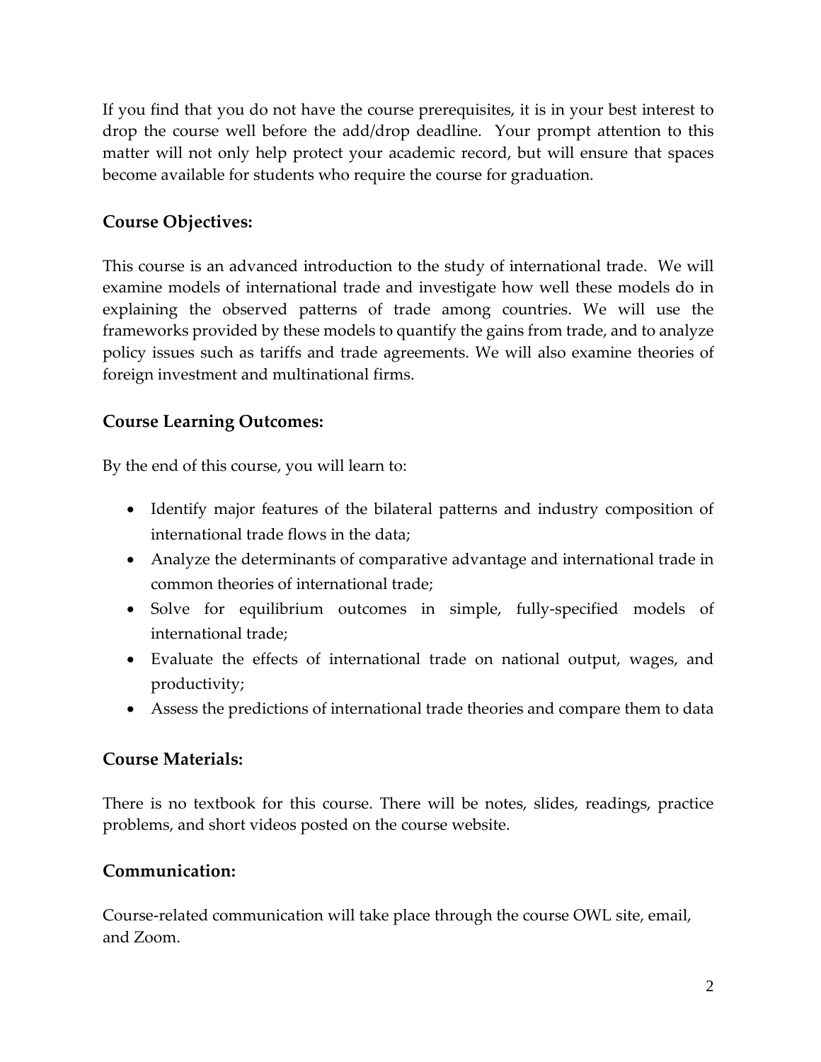If you find that you do not have the course prerequisites, it is in your best interest to drop the course well before the add/drop deadline. Your prompt attention to this matter will not only help protect your academic record, but will ensure that spaces become available for students who require the course for graduation.

## Course Objectives:

This course is an advanced introduction to the study of international trade. We will examine models of international trade and investigate how well these models do in explaining the observed patterns of trade among countries. We will use the frameworks provided by these models to quantify the gains from trade, and to analyze policy issues such as tariffs and trade agreements. We will also examine theories of foreign investment and multinational firms.

## Course Learning Outcomes:

By the end of this course, you will learn to:

- Identify major features of the bilateral patterns and industry composition of international trade flows in the data;
- Analyze the determinants of comparative advantage and international trade in common theories of international trade;
- Solve for equilibrium outcomes in simple, fully-specified models of international trade;
- Evaluate the effects of international trade on national output, wages, and productivity;
- Assess the predictions of international trade theories and compare them to data

## Course Materials:

There is no textbook for this course. There will be notes, slides, readings, practice problems, and short videos posted on the course website.

## Communication:

Course-related communication will take place through the course OWL site, email, and Zoom.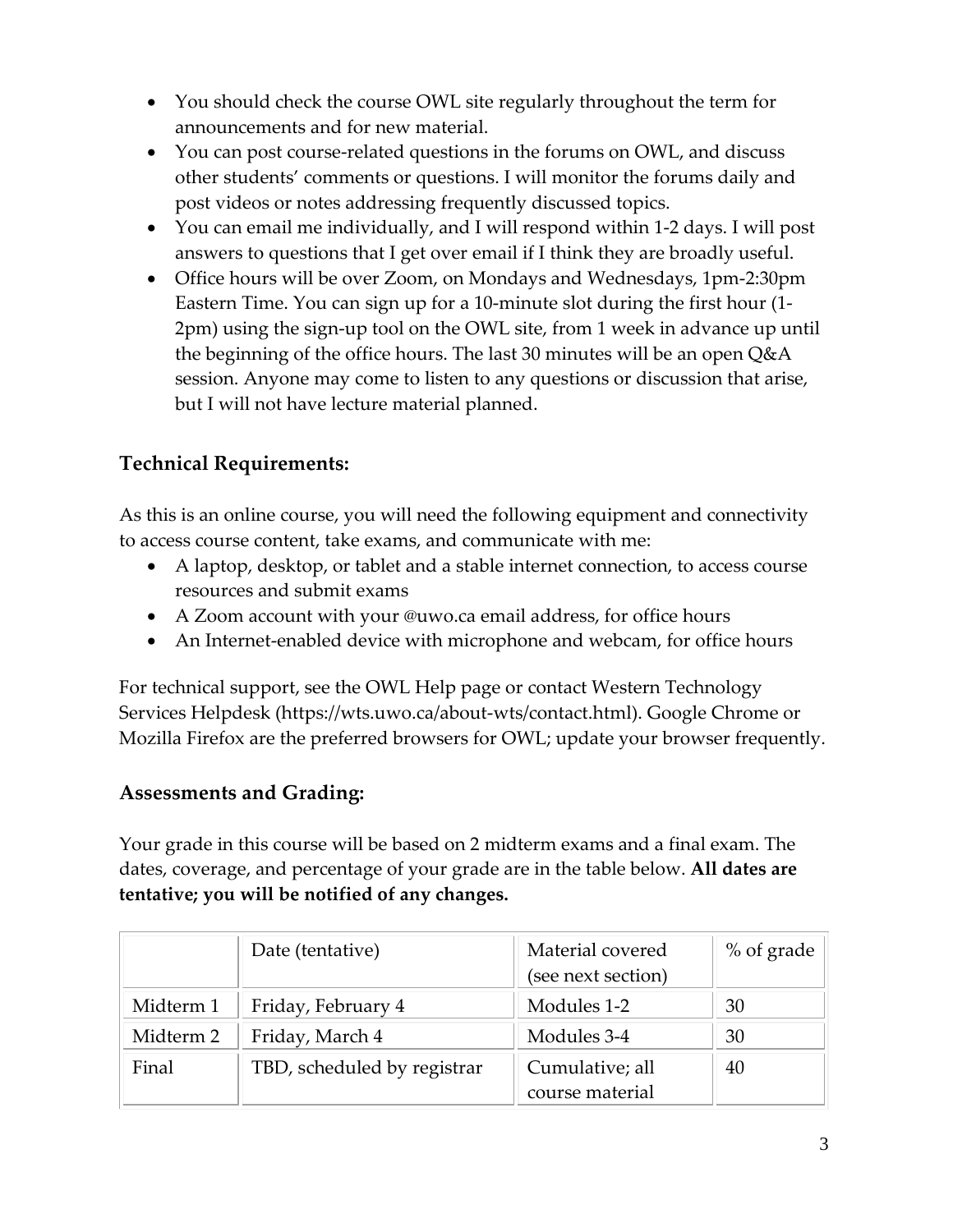- You should check the course OWL site regularly throughout the term for announcements and for new material.
- You can post course-related questions in the forums on OWL, and discuss other students' comments or questions. I will monitor the forums daily and post videos or notes addressing frequently discussed topics.
- You can email me individually, and I will respond within 1-2 days. I will post answers to questions that I get over email if I think they are broadly useful.
- Office hours will be over Zoom, on Mondays and Wednesdays, 1pm-2:30pm Eastern Time. You can sign up for a 10-minute slot during the first hour (1-2pm) using the sign-up tool on the OWL site, from 1 week in advance up until the beginning of the office hours. The last 30 minutes will be an open Q&A session. Anyone may come to listen to any questions or discussion that arise, but I will not have lecture material planned.

## Technical Requirements:

As this is an online course, you will need the following equipment and connectivity to access course content, take exams, and communicate with me:

- A laptop, desktop, or tablet and a stable internet connection, to access course resources and submit exams
- A Zoom account with your @uwo.ca email address, for office hours
- An Internet-enabled device with microphone and webcam, for office hours

For technical support, see the OWL Help page or contact Western Technology Services Helpdesk (https://wts.uwo.ca/about-wts/contact.html). Google Chrome or Mozilla Firefox are the preferred browsers for OWL; update your browser frequently.

## Assessments and Grading:

Your grade in this course will be based on 2 midterm exams and a final exam. The dates, coverage, and percentage of your grade are in the table below. **All dates are tentative; you will be notified of any changes.**

| | Date (tentative) | Material covered (see next section) | % of grade |
|---|---|---|---|
| Midterm 1 | Friday, February 4 | Modules 1-2 | 30 |
| Midterm 2 | Friday, March 4 | Modules 3-4 | 30 |
| Final | TBD, scheduled by registrar | Cumulative; all course material | 40 |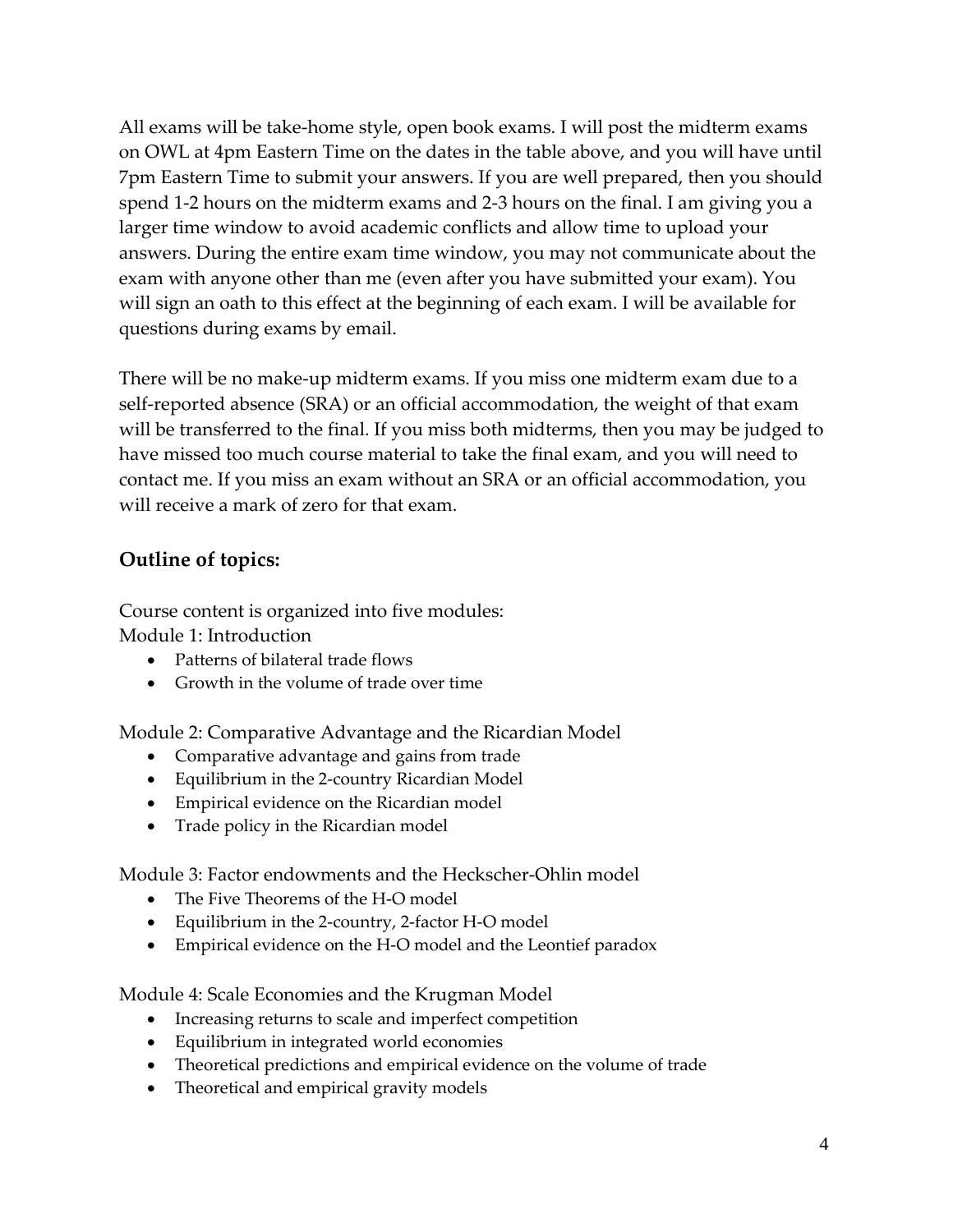All exams will be take-home style, open book exams. I will post the midterm exams on OWL at 4pm Eastern Time on the dates in the table above, and you will have until 7pm Eastern Time to submit your answers. If you are well prepared, then you should spend 1-2 hours on the midterm exams and 2-3 hours on the final. I am giving you a larger time window to avoid academic conflicts and allow time to upload your answers. During the entire exam time window, you may not communicate about the exam with anyone other than me (even after you have submitted your exam). You will sign an oath to this effect at the beginning of each exam. I will be available for questions during exams by email.

There will be no make-up midterm exams. If you miss one midterm exam due to a self-reported absence (SRA) or an official accommodation, the weight of that exam will be transferred to the final. If you miss both midterms, then you may be judged to have missed too much course material to take the final exam, and you will need to contact me. If you miss an exam without an SRA or an official accommodation, you will receive a mark of zero for that exam.

## Outline of topics:

Course content is organized into five modules:
Module 1: Introduction

- Patterns of bilateral trade flows
- Growth in the volume of trade over time

Module 2: Comparative Advantage and the Ricardian Model

- Comparative advantage and gains from trade
- Equilibrium in the 2-country Ricardian Model
- Empirical evidence on the Ricardian model
- Trade policy in the Ricardian model

Module 3: Factor endowments and the Heckscher-Ohlin model

- The Five Theorems of the H-O model
- Equilibrium in the 2-country, 2-factor H-O model
- Empirical evidence on the H-O model and the Leontief paradox

Module 4: Scale Economies and the Krugman Model

- Increasing returns to scale and imperfect competition
- Equilibrium in integrated world economies
- Theoretical predictions and empirical evidence on the volume of trade
- Theoretical and empirical gravity models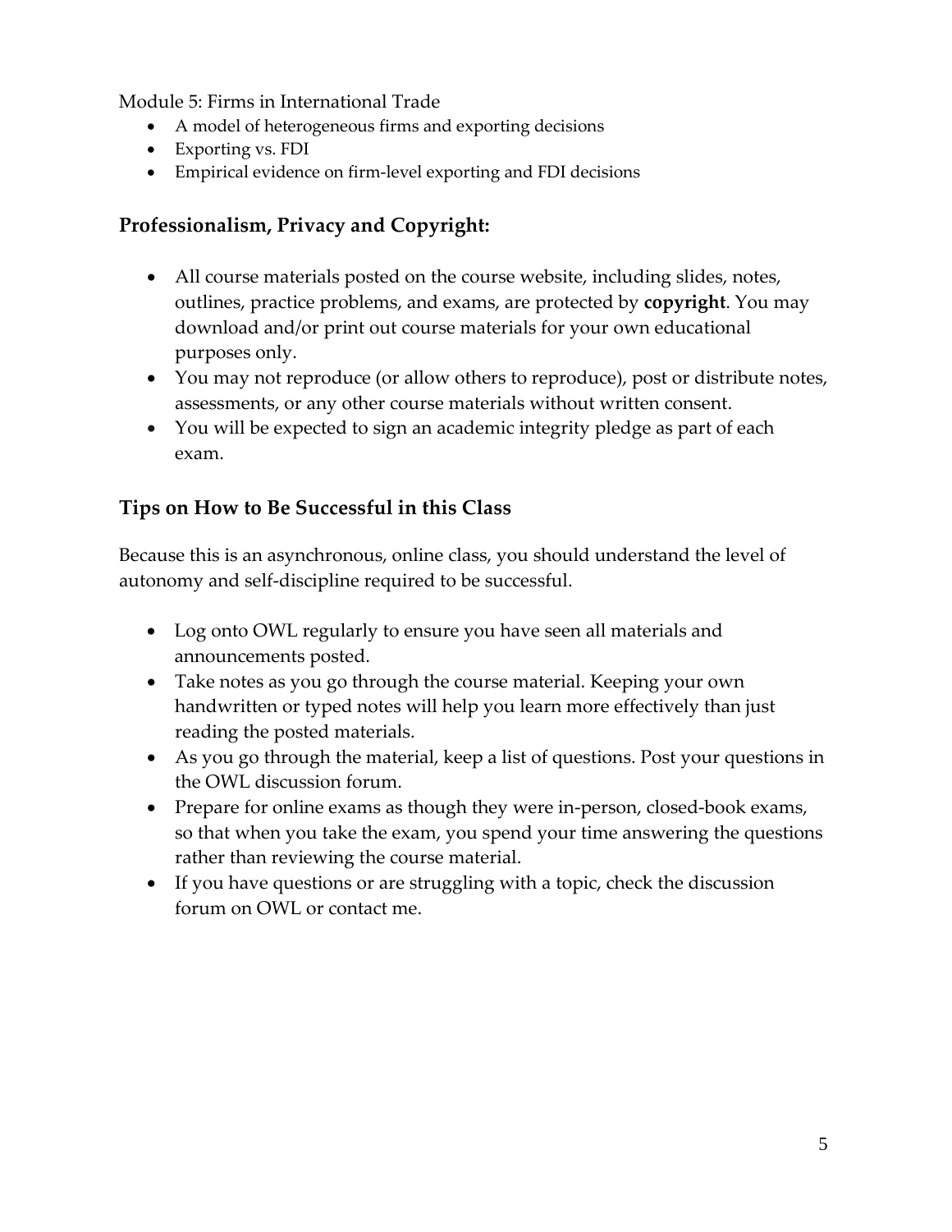Module 5: Firms in International Trade

- A model of heterogeneous firms and exporting decisions
- Exporting vs. FDI
- Empirical evidence on firm-level exporting and FDI decisions

## Professionalism, Privacy and Copyright:

- All course materials posted on the course website, including slides, notes, outlines, practice problems, and exams, are protected by **copyright**. You may download and/or print out course materials for your own educational purposes only.
- You may not reproduce (or allow others to reproduce), post or distribute notes, assessments, or any other course materials without written consent.
- You will be expected to sign an academic integrity pledge as part of each exam.

## Tips on How to Be Successful in this Class

Because this is an asynchronous, online class, you should understand the level of autonomy and self-discipline required to be successful.

- Log onto OWL regularly to ensure you have seen all materials and announcements posted.
- Take notes as you go through the course material. Keeping your own handwritten or typed notes will help you learn more effectively than just reading the posted materials.
- As you go through the material, keep a list of questions. Post your questions in the OWL discussion forum.
- Prepare for online exams as though they were in-person, closed-book exams, so that when you take the exam, you spend your time answering the questions rather than reviewing the course material.
- If you have questions or are struggling with a topic, check the discussion forum on OWL or contact me.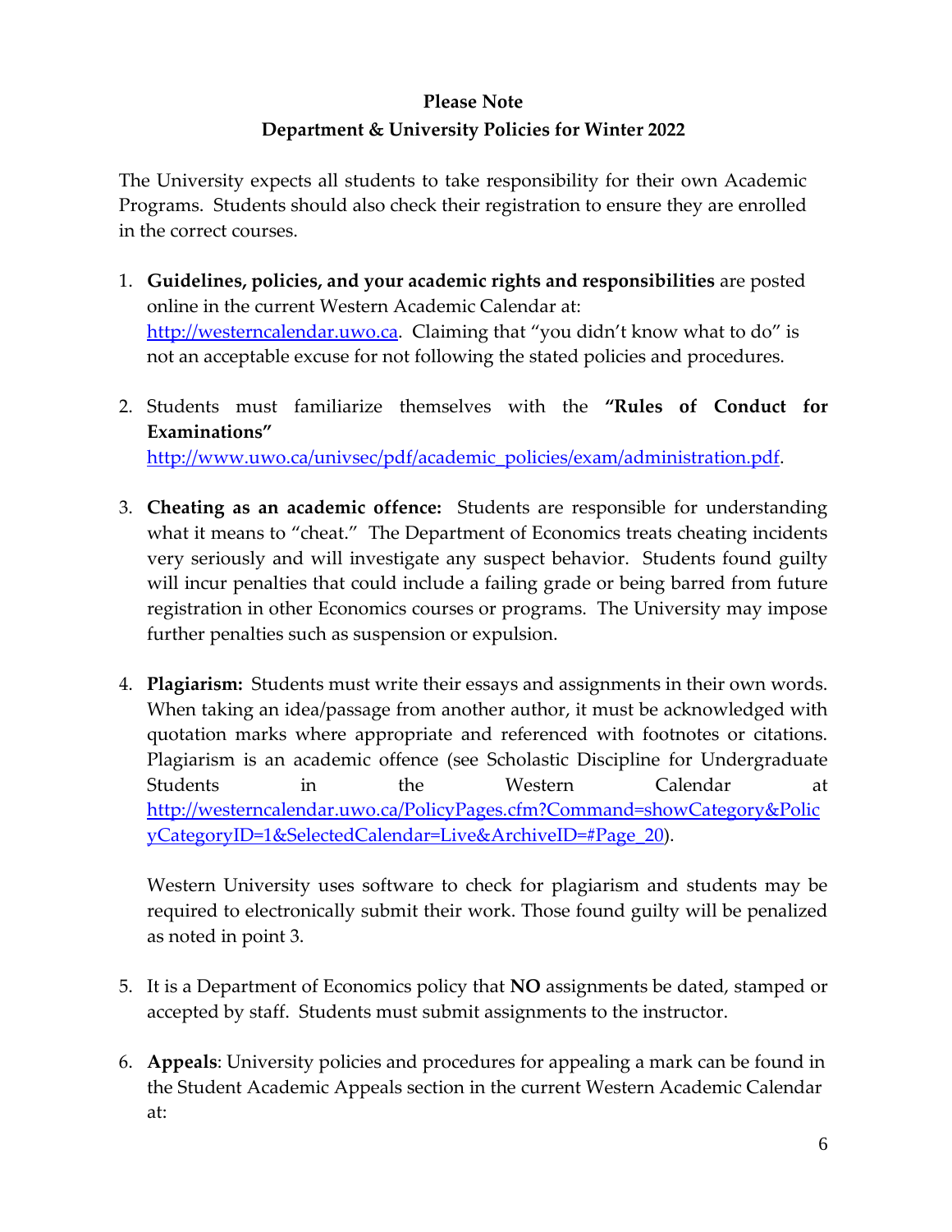**Please Note**

**Department & University Policies for Winter 2022**

The University expects all students to take responsibility for their own Academic Programs. Students should also check their registration to ensure they are enrolled in the correct courses.

1. **Guidelines, policies, and your academic rights and responsibilities** are posted online in the current Western Academic Calendar at: http://westerncalendar.uwo.ca. Claiming that "you didn't know what to do" is not an acceptable excuse for not following the stated policies and procedures.

2. Students must familiarize themselves with the **"Rules of Conduct for Examinations"** http://www.uwo.ca/univsec/pdf/academic_policies/exam/administration.pdf.

3. **Cheating as an academic offence:** Students are responsible for understanding what it means to "cheat." The Department of Economics treats cheating incidents very seriously and will investigate any suspect behavior. Students found guilty will incur penalties that could include a failing grade or being barred from future registration in other Economics courses or programs. The University may impose further penalties such as suspension or expulsion.

4. **Plagiarism:** Students must write their essays and assignments in their own words. When taking an idea/passage from another author, it must be acknowledged with quotation marks where appropriate and referenced with footnotes or citations. Plagiarism is an academic offence (see Scholastic Discipline for Undergraduate Students in the Western Calendar at http://westerncalendar.uwo.ca/PolicyPages.cfm?Command=showCategory&PolicyCategoryID=1&SelectedCalendar=Live&ArchiveID=#Page_20).

   Western University uses software to check for plagiarism and students may be required to electronically submit their work. Those found guilty will be penalized as noted in point 3.

5. It is a Department of Economics policy that **NO** assignments be dated, stamped or accepted by staff. Students must submit assignments to the instructor.

6. **Appeals**: University policies and procedures for appealing a mark can be found in the Student Academic Appeals section in the current Western Academic Calendar at: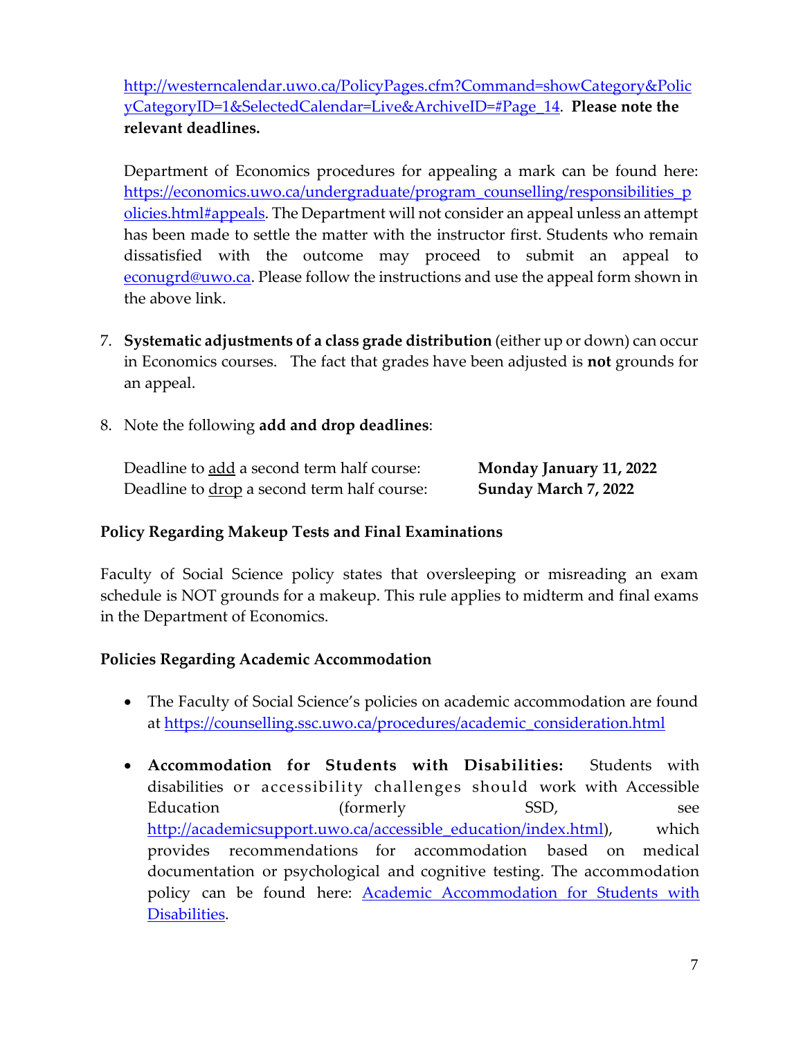http://westerncalendar.uwo.ca/PolicyPages.cfm?Command=showCategory&PolicyCategoryID=1&SelectedCalendar=Live&ArchiveID=#Page_14. **Please note the relevant deadlines.**

Department of Economics procedures for appealing a mark can be found here: https://economics.uwo.ca/undergraduate/program_counselling/responsibilities_policies.html#appeals. The Department will not consider an appeal unless an attempt has been made to settle the matter with the instructor first. Students who remain dissatisfied with the outcome may proceed to submit an appeal to econugrd@uwo.ca. Please follow the instructions and use the appeal form shown in the above link.

7. **Systematic adjustments of a class grade distribution** (either up or down) can occur in Economics courses. The fact that grades have been adjusted is **not** grounds for an appeal.

8. Note the following **add and drop deadlines**:

   | | |
   |---|---|
   | Deadline to add a second term half course: | **Monday January 11, 2022** |
   | Deadline to drop a second term half course: | **Sunday March 7, 2022** |

**Policy Regarding Makeup Tests and Final Examinations**

Faculty of Social Science policy states that oversleeping or misreading an exam schedule is NOT grounds for a makeup. This rule applies to midterm and final exams in the Department of Economics.

**Policies Regarding Academic Accommodation**

- The Faculty of Social Science's policies on academic accommodation are found at https://counselling.ssc.uwo.ca/procedures/academic_consideration.html

- **Accommodation for Students with Disabilities:** Students with disabilities or accessibility challenges should work with Accessible Education (formerly SSD, see http://academicsupport.uwo.ca/accessible_education/index.html), which provides recommendations for accommodation based on medical documentation or psychological and cognitive testing. The accommodation policy can be found here: Academic Accommodation for Students with Disabilities.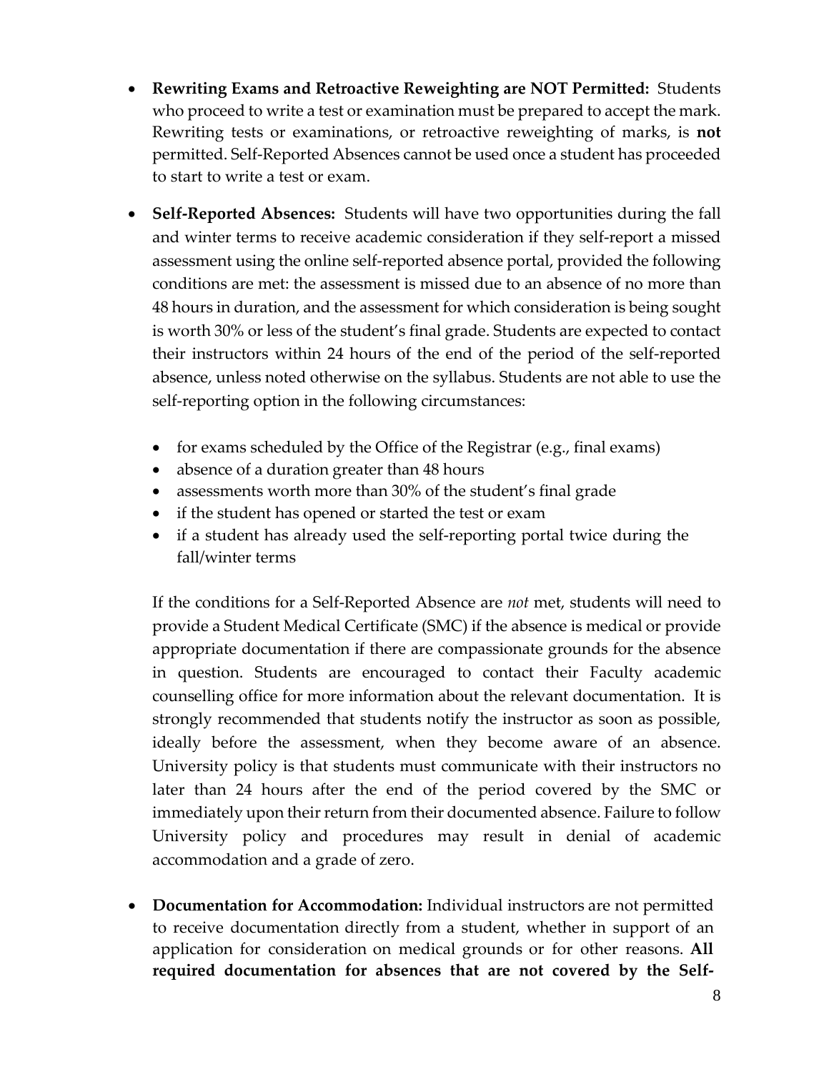- **Rewriting Exams and Retroactive Reweighting are NOT Permitted:** Students who proceed to write a test or examination must be prepared to accept the mark. Rewriting tests or examinations, or retroactive reweighting of marks, is **not** permitted. Self-Reported Absences cannot be used once a student has proceeded to start to write a test or exam.

- **Self-Reported Absences:** Students will have two opportunities during the fall and winter terms to receive academic consideration if they self-report a missed assessment using the online self-reported absence portal, provided the following conditions are met: the assessment is missed due to an absence of no more than 48 hours in duration, and the assessment for which consideration is being sought is worth 30% or less of the student's final grade. Students are expected to contact their instructors within 24 hours of the end of the period of the self-reported absence, unless noted otherwise on the syllabus. Students are not able to use the self-reporting option in the following circumstances:

  - for exams scheduled by the Office of the Registrar (e.g., final exams)
  - absence of a duration greater than 48 hours
  - assessments worth more than 30% of the student's final grade
  - if the student has opened or started the test or exam
  - if a student has already used the self-reporting portal twice during the fall/winter terms

  If the conditions for a Self-Reported Absence are *not* met, students will need to provide a Student Medical Certificate (SMC) if the absence is medical or provide appropriate documentation if there are compassionate grounds for the absence in question. Students are encouraged to contact their Faculty academic counselling office for more information about the relevant documentation. It is strongly recommended that students notify the instructor as soon as possible, ideally before the assessment, when they become aware of an absence. University policy is that students must communicate with their instructors no later than 24 hours after the end of the period covered by the SMC or immediately upon their return from their documented absence. Failure to follow University policy and procedures may result in denial of academic accommodation and a grade of zero.

- **Documentation for Accommodation:** Individual instructors are not permitted to receive documentation directly from a student, whether in support of an application for consideration on medical grounds or for other reasons. **All required documentation for absences that are not covered by the Self-**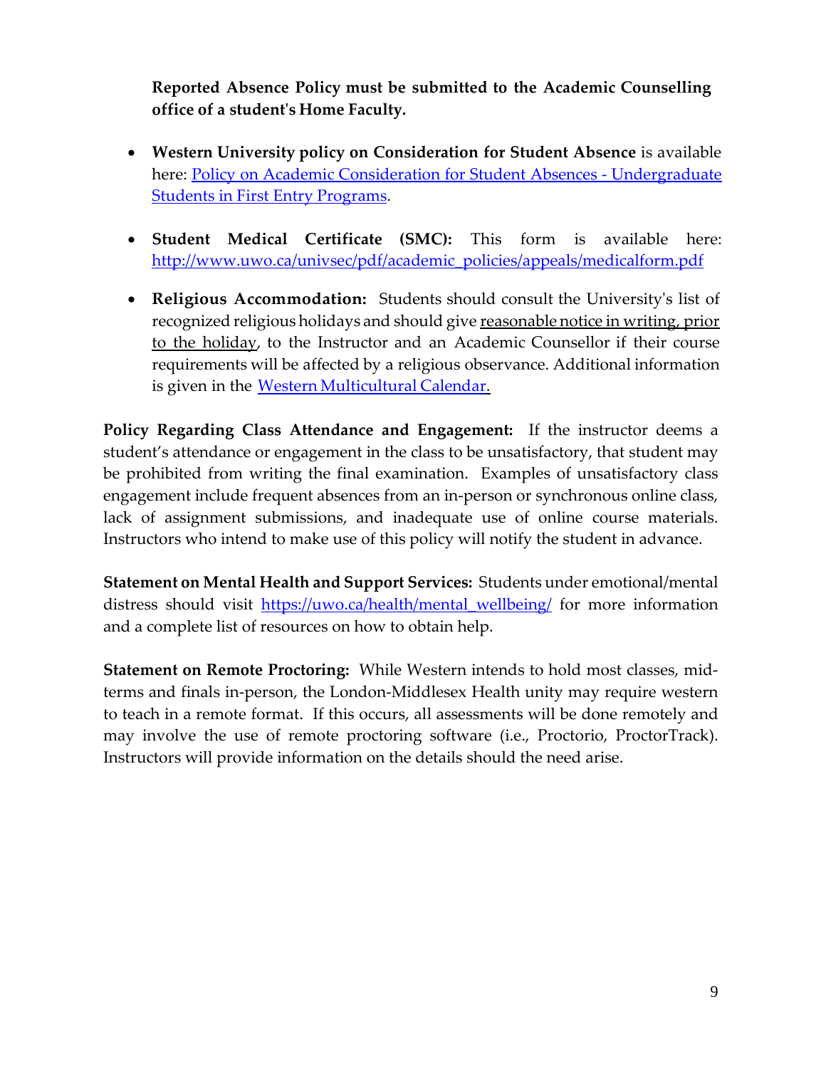**Reported Absence Policy must be submitted to the Academic Counselling office of a student's Home Faculty.**

- **Western University policy on Consideration for Student Absence** is available here: [Policy on Academic Consideration for Student Absences - Undergraduate Students in First Entry Programs](#).

- **Student Medical Certificate (SMC):** This form is available here: [http://www.uwo.ca/univsec/pdf/academic_policies/appeals/medicalform.pdf](http://www.uwo.ca/univsec/pdf/academic_policies/appeals/medicalform.pdf)

- **Religious Accommodation:** Students should consult the University's list of recognized religious holidays and should give reasonable notice in writing, prior to the holiday, to the Instructor and an Academic Counsellor if their course requirements will be affected by a religious observance. Additional information is given in the [Western Multicultural Calendar.](#)

**Policy Regarding Class Attendance and Engagement:** If the instructor deems a student's attendance or engagement in the class to be unsatisfactory, that student may be prohibited from writing the final examination. Examples of unsatisfactory class engagement include frequent absences from an in-person or synchronous online class, lack of assignment submissions, and inadequate use of online course materials. Instructors who intend to make use of this policy will notify the student in advance.

**Statement on Mental Health and Support Services:** Students under emotional/mental distress should visit [https://uwo.ca/health/mental_wellbeing/](https://uwo.ca/health/mental_wellbeing/) for more information and a complete list of resources on how to obtain help.

**Statement on Remote Proctoring:** While Western intends to hold most classes, mid-terms and finals in-person, the London-Middlesex Health unity may require western to teach in a remote format. If this occurs, all assessments will be done remotely and may involve the use of remote proctoring software (i.e., Proctorio, ProctorTrack). Instructors will provide information on the details should the need arise.